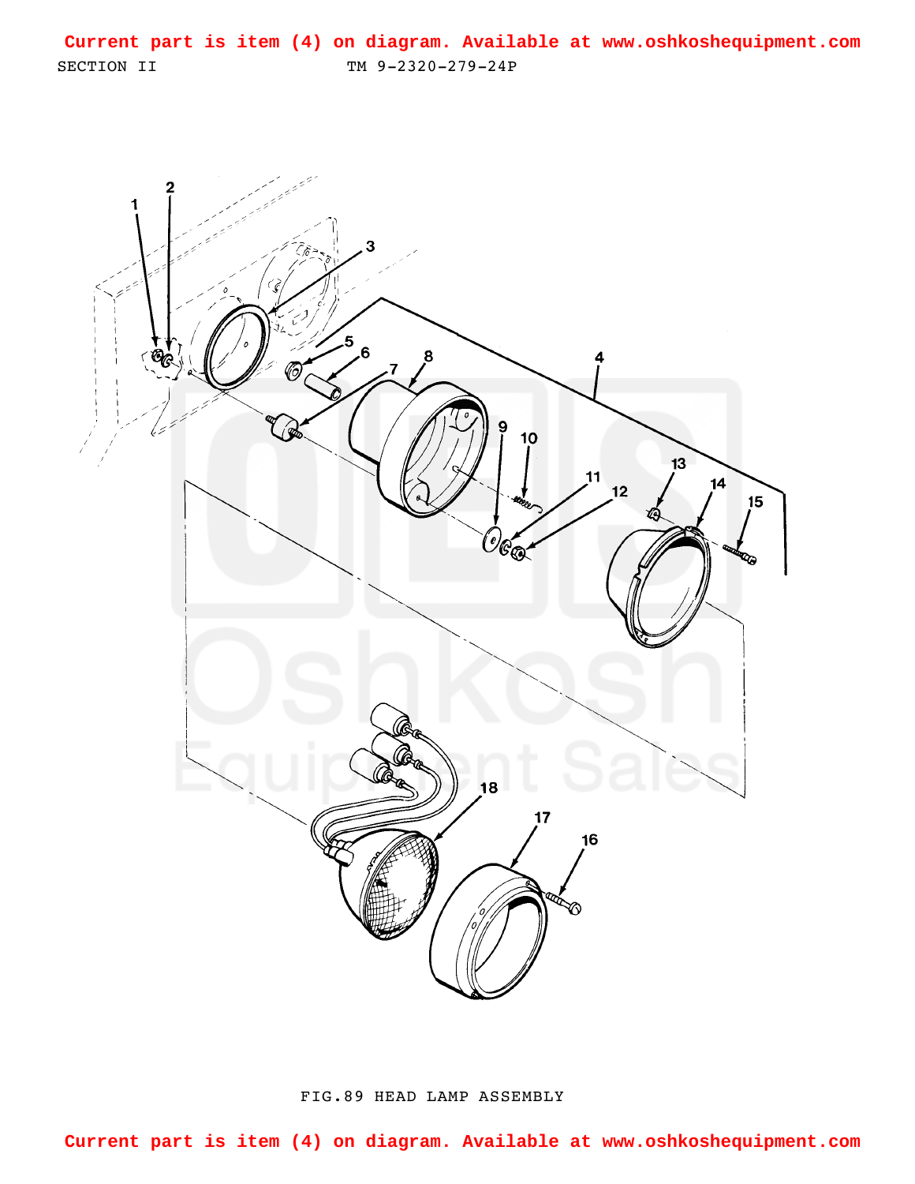Current part is item (4) on diagram. Available at www.oshkoshequipment.com

SECTION II TM 9-2320-279-24P

1 2 3 4 5 6 7 8 9 10 11 12 13 14 15 16 17 18

FIG.89 HEAD LAMP ASSEMBLY

Current part is item (4) on diagram. Available at www.oshkoshequipment.com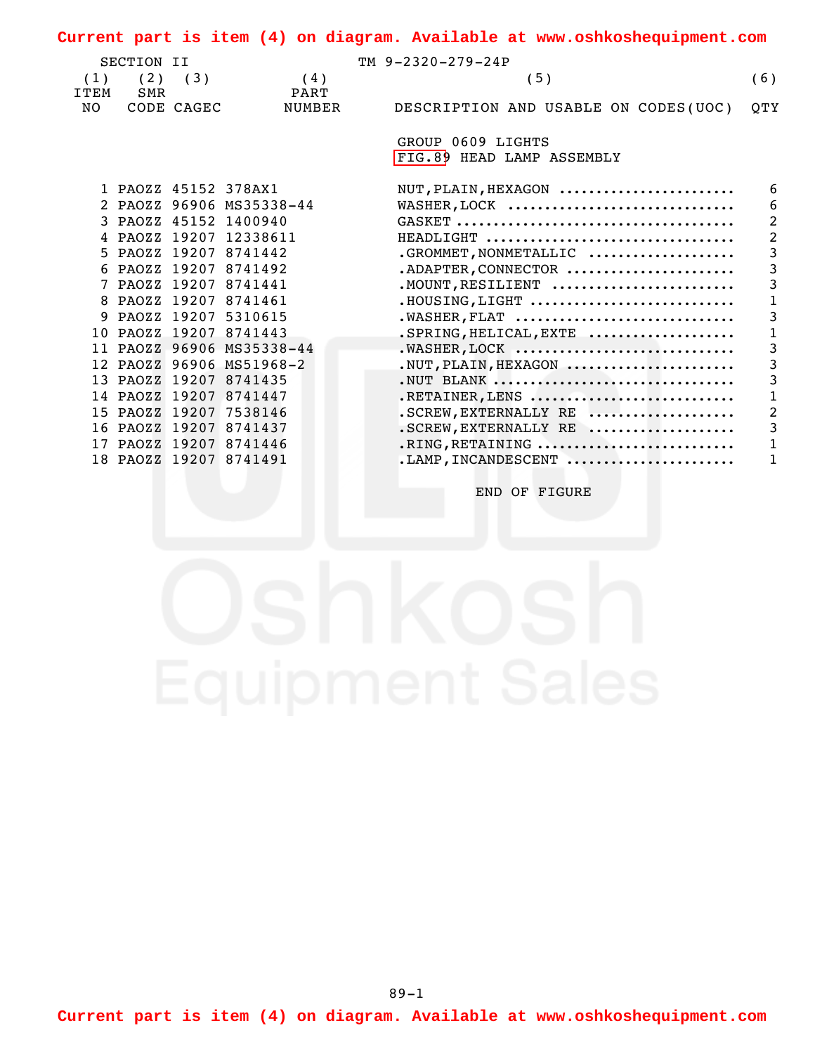Current part is item (4) on diagram. Available at www.oshkoshequipment.com

SECTION II TM 9-2320-279-24P

| (1) ITEM NO | (2) SMR CODE | (3) CAGEC | (4) PART NUMBER | (5) DESCRIPTION AND USABLE ON CODES(UOC) | (6) QTY |
|---|---|---|---|---|---|
| | | | | GROUP 0609 LIGHTS | |
| | | | | FIG.89 HEAD LAMP ASSEMBLY | |
| 1 | PAOZZ | 45152 | 378AX1 | NUT,PLAIN,HEXAGON ...................... | 6 |
| 2 | PAOZZ | 96906 | MS35338-44 | WASHER,LOCK ............................ | 6 |
| 3 | PAOZZ | 45152 | 1400940 | GASKET ................................. | 2 |
| 4 | PAOZZ | 19207 | 12338611 | HEADLIGHT .............................. | 2 |
| 5 | PAOZZ | 19207 | 8741442 | .GROMMET,NONMETALLIC ................... | 3 |
| 6 | PAOZZ | 19207 | 8741492 | .ADAPTER,CONNECTOR ..................... | 3 |
| 7 | PAOZZ | 19207 | 8741441 | .MOUNT,RESILIENT ....................... | 3 |
| 8 | PAOZZ | 19207 | 8741461 | .HOUSING,LIGHT ......................... | 1 |
| 9 | PAOZZ | 19207 | 5310615 | .WASHER,FLAT ........................... | 3 |
| 10 | PAOZZ | 19207 | 8741443 | .SPRING,HELICAL,EXTE ................... | 1 |
| 11 | PAOZZ | 96906 | MS35338-44 | .WASHER,LOCK ........................... | 3 |
| 12 | PAOZZ | 96906 | MS51968-2 | .NUT,PLAIN,HEXAGON ..................... | 3 |
| 13 | PAOZZ | 19207 | 8741435 | .NUT BLANK ............................. | 3 |
| 14 | PAOZZ | 19207 | 8741447 | .RETAINER,LENS ......................... | 1 |
| 15 | PAOZZ | 19207 | 7538146 | .SCREW,EXTERNALLY RE ................... | 2 |
| 16 | PAOZZ | 19207 | 8741437 | .SCREW,EXTERNALLY RE ................... | 3 |
| 17 | PAOZZ | 19207 | 8741446 | .RING,RETAINING ........................ | 1 |
| 18 | PAOZZ | 19207 | 8741491 | .LAMP,INCANDESCENT ..................... | 1 |

END OF FIGURE

Current part is item (4) on diagram. Available at www.oshkoshequipment.com